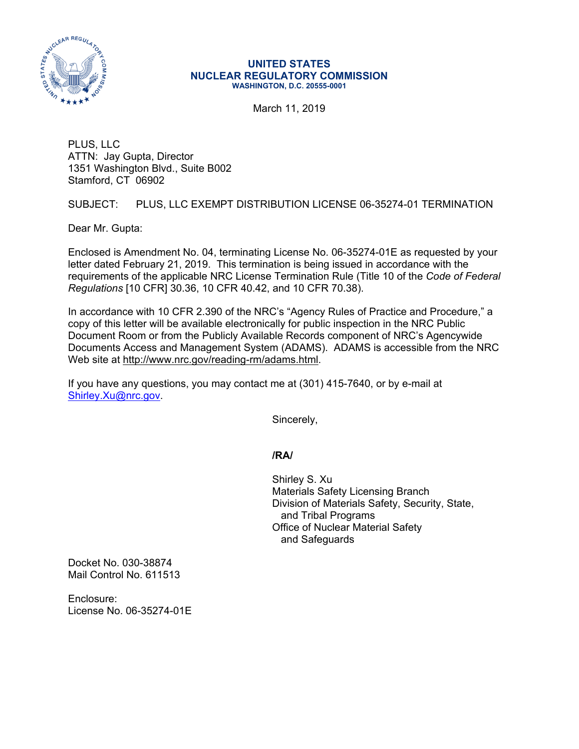**UNITED STATES**
**NUCLEAR REGULATORY COMMISSION**
**WASHINGTON, D.C. 20555-0001**

March 11, 2019

PLUS, LLC
ATTN: Jay Gupta, Director
1351 Washington Blvd., Suite B002
Stamford, CT 06902

SUBJECT: PLUS, LLC EXEMPT DISTRIBUTION LICENSE 06-35274-01 TERMINATION

Dear Mr. Gupta:

Enclosed is Amendment No. 04, terminating License No. 06-35274-01E as requested by your letter dated February 21, 2019. This termination is being issued in accordance with the requirements of the applicable NRC License Termination Rule (Title 10 of the *Code of Federal Regulations* [10 CFR] 30.36, 10 CFR 40.42, and 10 CFR 70.38).

In accordance with 10 CFR 2.390 of the NRC's "Agency Rules of Practice and Procedure," a copy of this letter will be available electronically for public inspection in the NRC Public Document Room or from the Publicly Available Records component of NRC's Agencywide Documents Access and Management System (ADAMS). ADAMS is accessible from the NRC Web site at http://www.nrc.gov/reading-rm/adams.html.

If you have any questions, you may contact me at (301) 415-7640, or by e-mail at Shirley.Xu@nrc.gov.

Sincerely,

**/RA/**

Shirley S. Xu
Materials Safety Licensing Branch
Division of Materials Safety, Security, State,
and Tribal Programs
Office of Nuclear Material Safety
and Safeguards

Docket No. 030-38874
Mail Control No. 611513

Enclosure:
License No. 06-35274-01E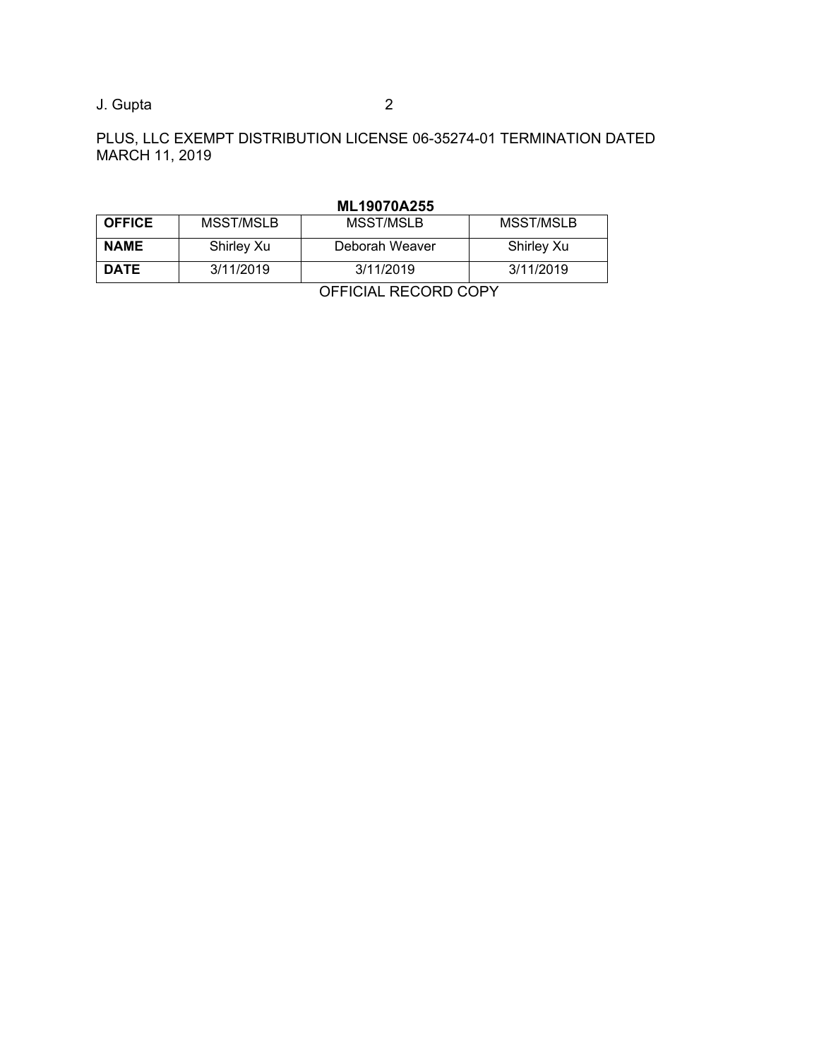PLUS, LLC EXEMPT DISTRIBUTION LICENSE 06-35274-01 TERMINATION DATED MARCH 11, 2019

**ML19070A255**

| **OFFICE** | MSST/MSLB | MSST/MSLB | MSST/MSLB |
|---|---|---|---|
| **NAME** | Shirley Xu | Deborah Weaver | Shirley Xu |
| **DATE** | 3/11/2019 | 3/11/2019 | 3/11/2019 |

OFFICIAL RECORD COPY